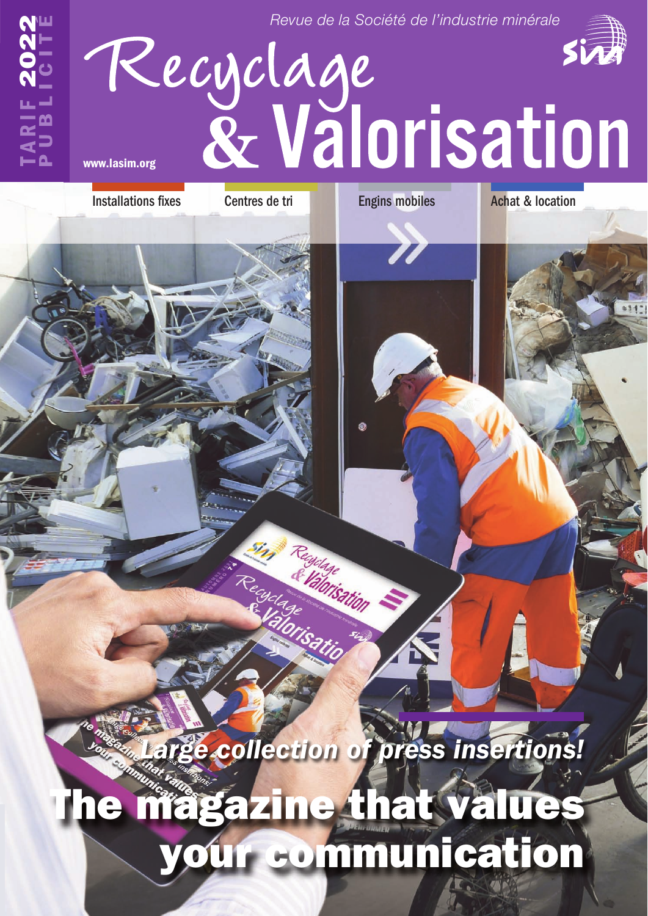TARIF 2022
PUBLICITÉ

*Revue de la Société de l'industrie minérale*

# Recyclage & Valorisation

www.lasim.org

Installations fixes | Centres de tri | Engins mobiles | Achat & location

*Large collection of press insertions!*

## The magazine that values your communication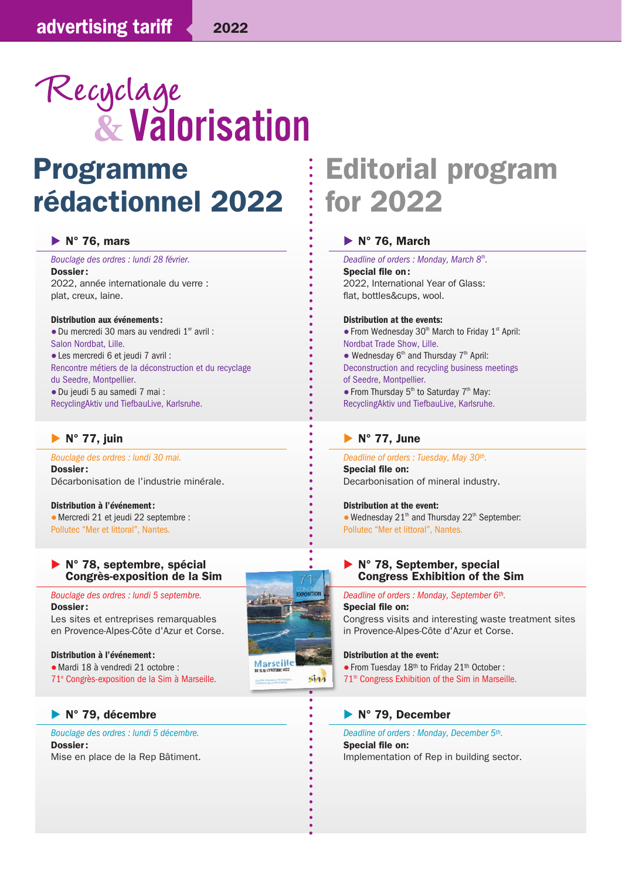# Recyclage & Valorisation

## Programme rédactionnel 2022

### ▶ N° 76, mars

*Bouclage des ordres : lundi 28 février.*

**Dossier:**
2022, année internationale du verre : plat, creux, laine.

**Distribution aux événements:**

- Du mercredi 30 mars au vendredi 1er avril : Salon Nordbat, Lille.
- Les mercredi 6 et jeudi 7 avril : Rencontre métiers de la déconstruction et du recyclage du Seedre, Montpellier.
- Du jeudi 5 au samedi 7 mai : RecyclingAktiv und TiefbauLive, Karlsruhe.

### ▶ N° 77, juin

*Bouclage des ordres : lundi 30 mai.*

**Dossier:**
Décarbonisation de l'industrie minérale.

**Distribution à l'événement:**

- Mercredi 21 et jeudi 22 septembre : Pollutec "Mer et littoral", Nantes.

### ▶ N° 78, septembre, spécial Congrès-exposition de la Sim

*Bouclage des ordres : lundi 5 septembre.*

**Dossier:**
Les sites et entreprises remarquables en Provence-Alpes-Côte d'Azur et Corse.

**Distribution à l'événement:**

- Mardi 18 à vendredi 21 octobre : 71e Congrès-exposition de la Sim à Marseille.

### ▶ N° 79, décembre

*Bouclage des ordres : lundi 5 décembre.*

**Dossier:**
Mise en place de la Rep Bâtiment.

## Editorial program for 2022

### ▶ N° 76, March

*Deadline of orders : Monday, March 8th.*

**Special file on:**
2022, International Year of Glass: flat, bottles&cups, wool.

**Distribution at the events:**

- From Wednesday 30th March to Friday 1st April: Nordbat Trade Show, Lille.
- Wednesday 6th and Thursday 7th April: Deconstruction and recycling business meetings of Seedre, Montpellier.
- From Thursday 5th to Saturday 7th May: RecyclingAktiv und TiefbauLive, Karlsruhe.

### ▶ N° 77, June

*Deadline of orders : Tuesday, May 30th.*

**Special file on:**
Decarbonisation of mineral industry.

**Distribution at the event:**

- Wednesday 21th and Thursday 22th September: Pollutec "Mer et littoral", Nantes.

### ▶ N° 78, September, special Congress Exhibition of the Sim

*Deadline of orders : Monday, September 6th.*

**Special file on:**
Congress visits and interesting waste treatment sites in Provence-Alpes-Côte d'Azur et Corse.

**Distribution at the event:**

- From Tuesday 18th to Friday 21th October : 71th Congress Exhibition of the Sim in Marseille.

### ▶ N° 79, December

*Deadline of orders : Monday, December 5th.*

**Special file on:**
Implementation of Rep in building sector.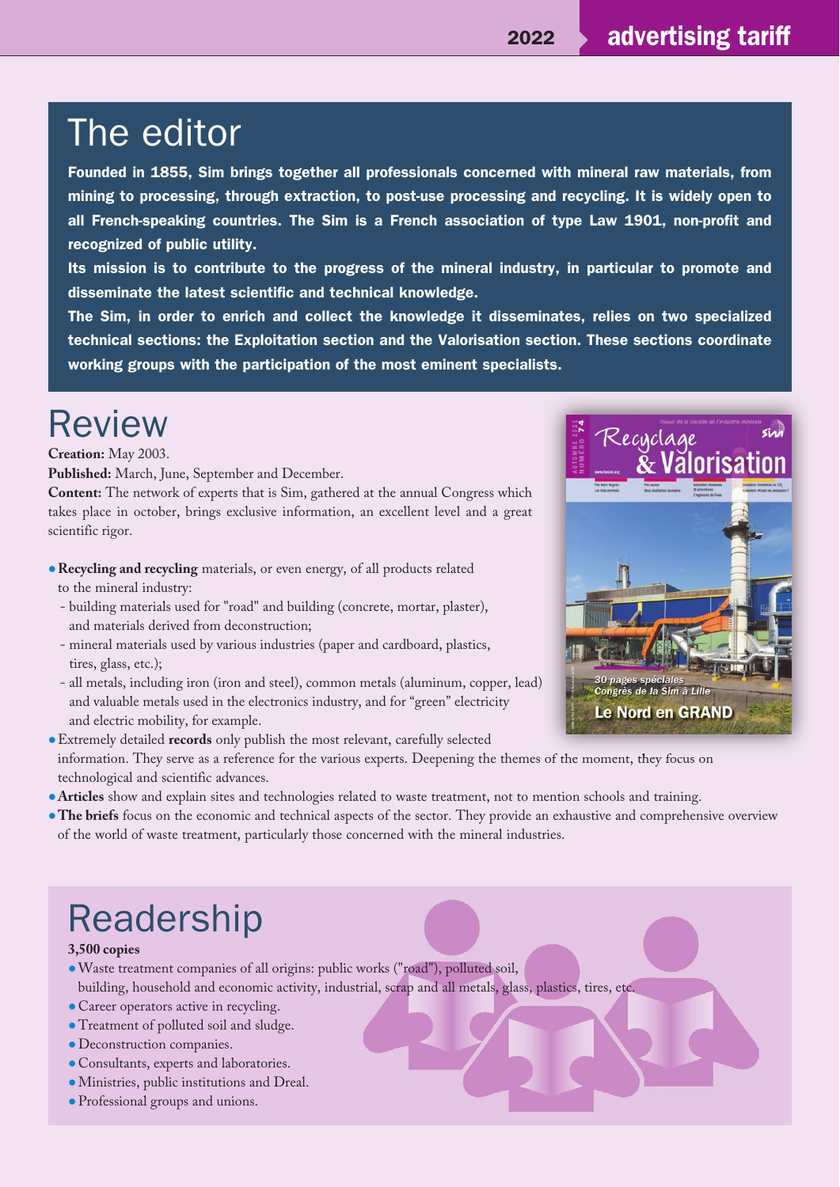# The editor

**Founded in 1855, Sim brings together all professionals concerned with mineral raw materials, from mining to processing, through extraction, to post-use processing and recycling. It is widely open to all French-speaking countries. The Sim is a French association of type Law 1901, non-profit and recognized of public utility.**

**Its mission is to contribute to the progress of the mineral industry, in particular to promote and disseminate the latest scientific and technical knowledge.**

**The Sim, in order to enrich and collect the knowledge it disseminates, relies on two specialized technical sections: the Exploitation section and the Valorisation section. These sections coordinate working groups with the participation of the most eminent specialists.**

# Review

**Creation:** May 2003.

**Published:** March, June, September and December.

**Content:** The network of experts that is Sim, gathered at the annual Congress which takes place in october, brings exclusive information, an excellent level and a great scientific rigor.

- **Recycling and recycling** materials, or even energy, of all products related to the mineral industry:
  - building materials used for "road" and building (concrete, mortar, plaster), and materials derived from deconstruction;
  - mineral materials used by various industries (paper and cardboard, plastics, tires, glass, etc.);
  - all metals, including iron (iron and steel), common metals (aluminum, copper, lead) and valuable metals used in the electronics industry, and for "green" electricity and electric mobility, for example.
- Extremely detailed **records** only publish the most relevant, carefully selected information. They serve as a reference for the various experts. Deepening the themes of the moment, they focus on technological and scientific advances.
- **Articles** show and explain sites and technologies related to waste treatment, not to mention schools and training.
- **The briefs** focus on the economic and technical aspects of the sector. They provide an exhaustive and comprehensive overview of the world of waste treatment, particularly those concerned with the mineral industries.

# Readership

**3,500 copies**

- Waste treatment companies of all origins: public works ("road"), polluted soil, building, household and economic activity, industrial, scrap and all metals, glass, plastics, tires, etc.
- Career operators active in recycling.
- Treatment of polluted soil and sludge.
- Deconstruction companies.
- Consultants, experts and laboratories.
- Ministries, public institutions and Dreal.
- Professional groups and unions.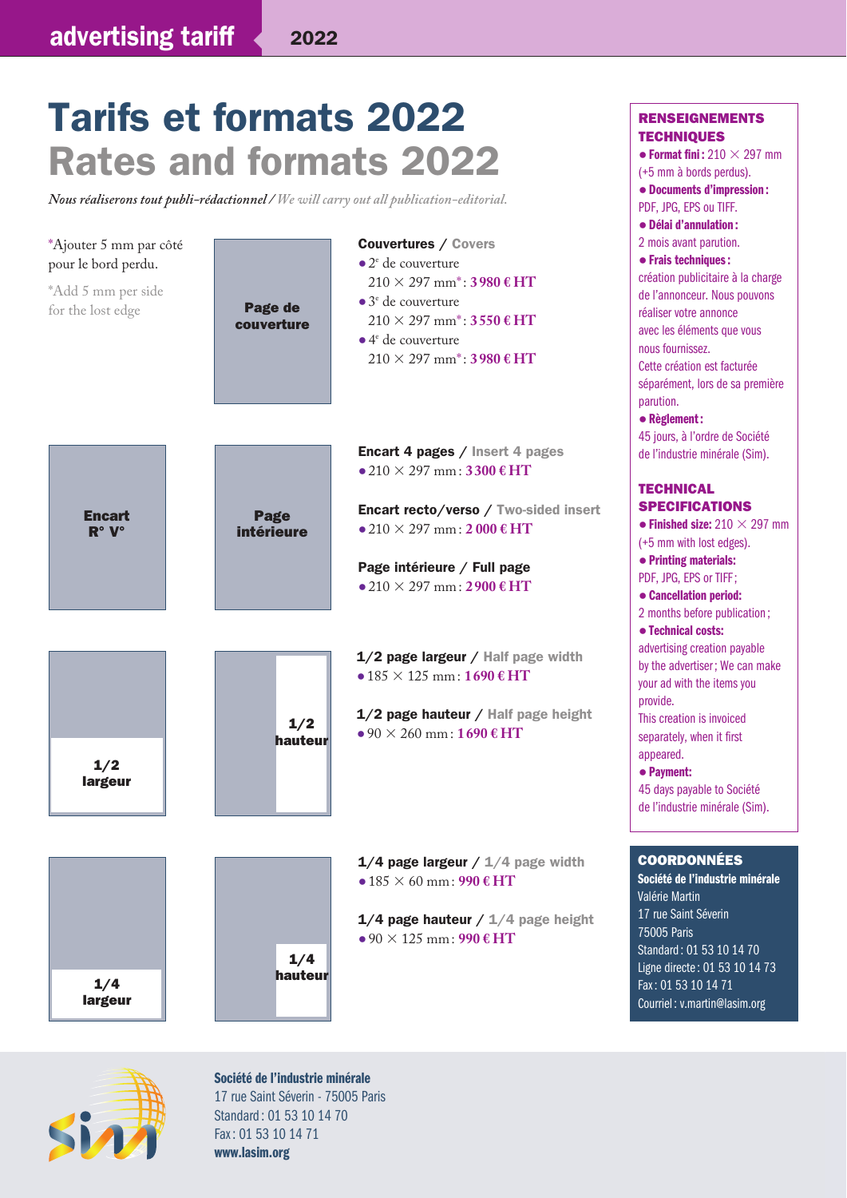advertising tariff 2022

# Tarifs et formats 2022
# Rates and formats 2022

*Nous réaliserons tout publi-rédactionnel / We will carry out all publication-editorial.*

*Ajouter 5 mm par côté pour le bord perdu.

*Add 5 mm per side for the lost edge

Page de couverture

**Couvertures** / Covers
- 2ᵉ de couverture 210 × 297 mm*: **3 980 € HT**
- 3ᵉ de couverture 210 × 297 mm*: **3 550 € HT**
- 4ᵉ de couverture 210 × 297 mm*: **3 980 € HT**

Encart R° V°

Page intérieure

**Encart 4 pages** / Insert 4 pages
- 210 × 297 mm: **3 300 € HT**

**Encart recto/verso** / Two-sided insert
- 210 × 297 mm: **2 000 € HT**

**Page intérieure** / **Full page**
- 210 × 297 mm: **2 900 € HT**

1/2 largeur

1/2 hauteur

**1/2 page largeur** / Half page width
- 185 × 125 mm: **1 690 € HT**

**1/2 page hauteur** / Half page height
- 90 × 260 mm: **1 690 € HT**

1/4 largeur

1/4 hauteur

**1/4 page largeur** / 1/4 page width
- 185 × 60 mm: **990 € HT**

**1/4 page hauteur** / 1/4 page height
- 90 × 125 mm: **990 € HT**

## RENSEIGNEMENTS TECHNIQUES

- **Format fini:** 210 × 297 mm (+5 mm à bords perdus).
- **Documents d'impression:** PDF, JPG, EPS ou TIFF.
- **Délai d'annulation:** 2 mois avant parution.
- **Frais techniques:** création publicitaire à la charge de l'annonceur. Nous pouvons réaliser votre annonce avec les éléments que vous nous fournissez. Cette création est facturée séparément, lors de sa première parution.
- **Règlement:** 45 jours, à l'ordre de Société de l'industrie minérale (Sim).

## TECHNICAL SPECIFICATIONS

- **Finished size:** 210 × 297 mm (+5 mm with lost edges).
- **Printing materials:** PDF, JPG, EPS or TIFF;
- **Cancellation period:** 2 months before publication;
- **Technical costs:** advertising creation payable by the advertiser; We can make your ad with the items you provide. This creation is invoiced separately, when it first appeared.
- **Payment:** 45 days payable to Société de l'industrie minérale (Sim).

## COORDONNÉES

**Société de l'industrie minérale**
Valérie Martin
17 rue Saint Séverin
75005 Paris
Standard: 01 53 10 14 70
Ligne directe: 01 53 10 14 73
Fax: 01 53 10 14 71
Courriel: v.martin@lasim.org

**Société de l'industrie minérale**
17 rue Saint Séverin - 75005 Paris
Standard: 01 53 10 14 70
Fax: 01 53 10 14 71
**www.lasim.org**